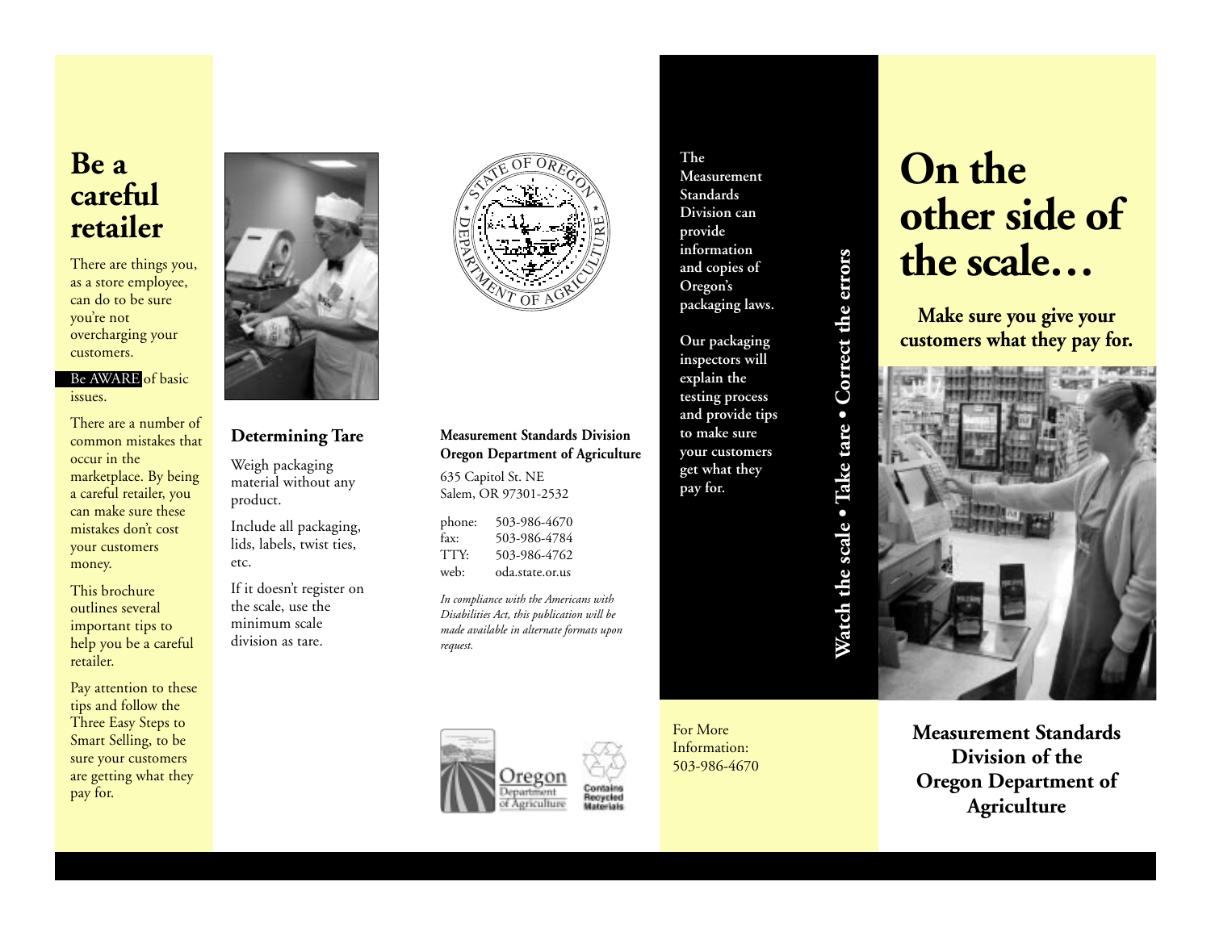# Be a careful retailer

There are things you, as a store employee, can do to be sure you're not overcharging your customers.

**Be AWARE** of basic issues.

There are a number of common mistakes that occur in the marketplace. By being a careful retailer, you can make sure these mistakes don't cost your customers money.

This brochure outlines several important tips to help you be a careful retailer.

Pay attention to these tips and follow the Three Easy Steps to Smart Selling, to be sure your customers are getting what they pay for.

## Determining Tare

Weigh packaging material without any product.

Include all packaging, lids, labels, twist ties, etc.

If it doesn't register on the scale, use the minimum scale division as tare.

STATE OF OREGON DEPARTMENT OF AGRICULTURE

**Measurement Standards Division**
**Oregon Department of Agriculture**

635 Capitol St. NE
Salem, OR 97301-2532

| | |
|---|---|
| phone: | 503-986-4670 |
| fax: | 503-986-4784 |
| TTY: | 503-986-4762 |
| web: | oda.state.or.us |

*In compliance with the Americans with Disabilities Act, this publication will be made available in alternate formats upon request.*

Oregon Department of Agriculture

Contains Recycled Materials

**The Measurement Standards Division can provide information and copies of Oregon's packaging laws.**

**Our packaging inspectors will explain the testing process and provide tips to make sure your customers get what they pay for.**

**Watch the scale • Take tare • Correct the errors**

For More Information:
503-986-4670

# On the other side of the scale…

**Make sure you give your customers what they pay for.**

**Measurement Standards Division of the Oregon Department of Agriculture**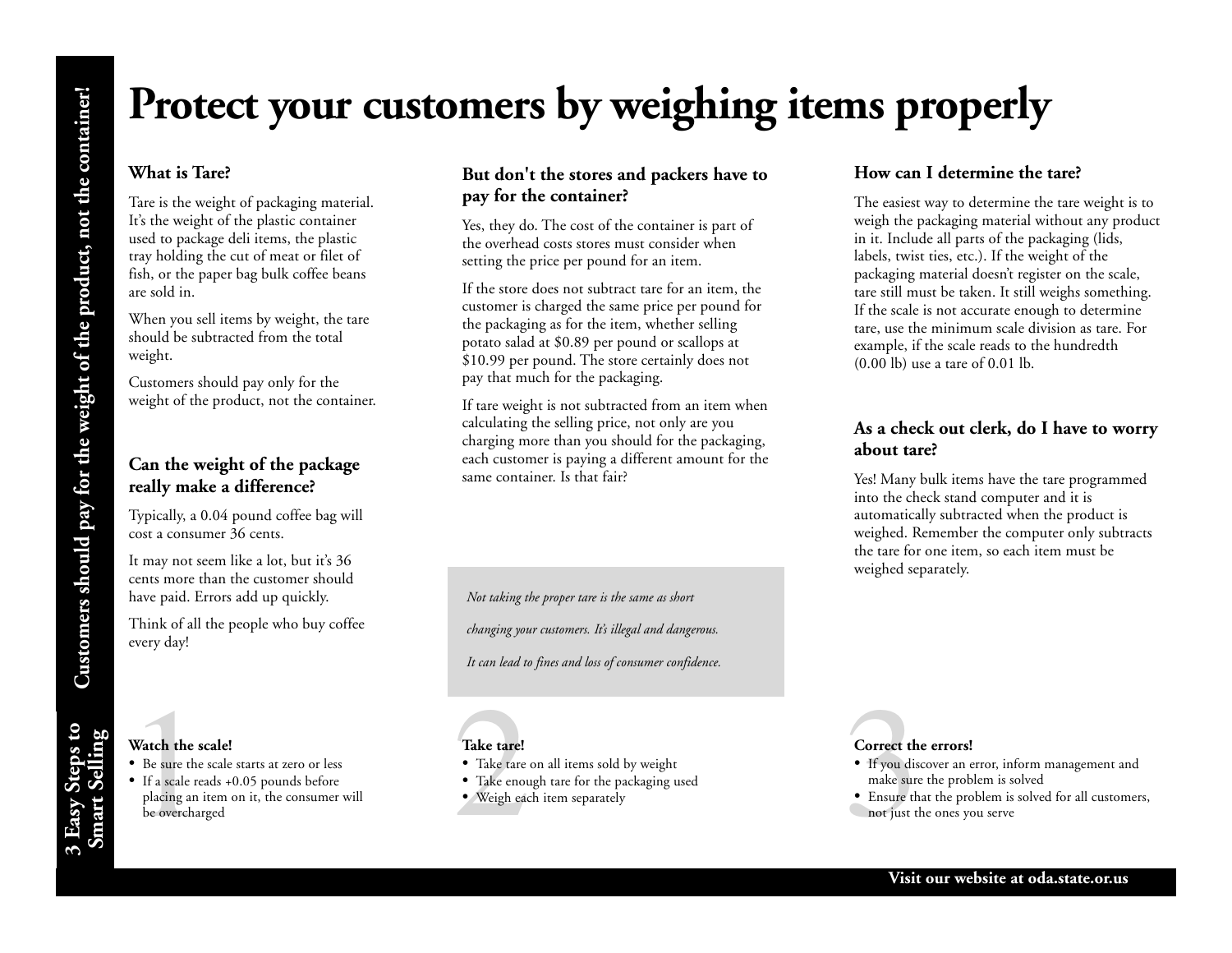# Protect your customers by weighing items properly

**Customers should pay for the weight of the product, not the container!**

### What is Tare?

Tare is the weight of packaging material. It's the weight of the plastic container used to package deli items, the plastic tray holding the cut of meat or filet of fish, or the paper bag bulk coffee beans are sold in.

When you sell items by weight, the tare should be subtracted from the total weight.

Customers should pay only for the weight of the product, not the container.

### Can the weight of the package really make a difference?

Typically, a 0.04 pound coffee bag will cost a consumer 36 cents.

It may not seem like a lot, but it's 36 cents more than the customer should have paid. Errors add up quickly.

Think of all the people who buy coffee every day!

### But don't the stores and packers have to pay for the container?

Yes, they do. The cost of the container is part of the overhead costs stores must consider when setting the price per pound for an item.

If the store does not subtract tare for an item, the customer is charged the same price per pound for the packaging as for the item, whether selling potato salad at $0.89 per pound or scallops at $10.99 per pound. The store certainly does not pay that much for the packaging.

If tare weight is not subtracted from an item when calculating the selling price, not only are you charging more than you should for the packaging, each customer is paying a different amount for the same container. Is that fair?

*Not taking the proper tare is the same as short changing your customers. It's illegal and dangerous. It can lead to fines and loss of consumer confidence.*

### How can I determine the tare?

The easiest way to determine the tare weight is to weigh the packaging material without any product in it. Include all parts of the packaging (lids, labels, twist ties, etc.). If the weight of the packaging material doesn't register on the scale, tare still must be taken. It still weighs something. If the scale is not accurate enough to determine tare, use the minimum scale division as tare. For example, if the scale reads to the hundredth (0.00 lb) use a tare of 0.01 lb.

### As a check out clerk, do I have to worry about tare?

Yes! Many bulk items have the tare programmed into the check stand computer and it is automatically subtracted when the product is weighed. Remember the computer only subtracts the tare for one item, so each item must be weighed separately.

## 3 Easy Steps to Smart Selling

**1 Watch the scale!**

- Be sure the scale starts at zero or less
- If a scale reads +0.05 pounds before placing an item on it, the consumer will be overcharged

**2 Take tare!**

- Take tare on all items sold by weight
- Take enough tare for the packaging used
- Weigh each item separately

**3 Correct the errors!**

- If you discover an error, inform management and make sure the problem is solved
- Ensure that the problem is solved for all customers, not just the ones you serve

**Visit our website at oda.state.or.us**